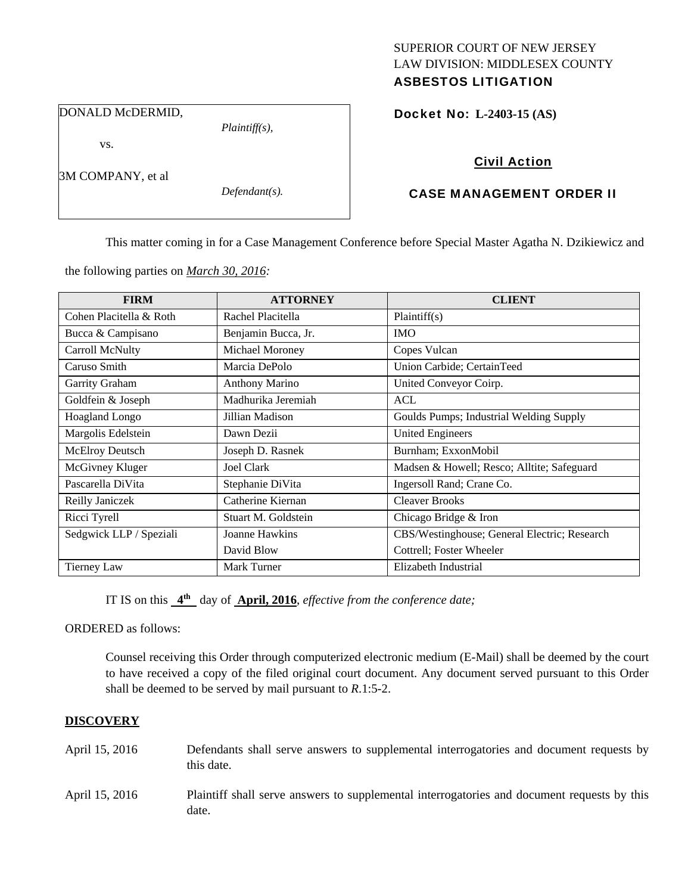SUPERIOR COURT OF NEW JERSEY
LAW DIVISION: MIDDLESEX COUNTY
**ASBESTOS LITIGATION**

DONALD McDERMID,
*Plaintiff(s),*

vs.

3M COMPANY, et al
*Defendant(s).*

**Docket No: L-2403-15 (AS)**

**Civil Action**

**CASE MANAGEMENT ORDER II**

This matter coming in for a Case Management Conference before Special Master Agatha N. Dzikiewicz and the following parties on *March 30, 2016:*

| FIRM | ATTORNEY | CLIENT |
|---|---|---|
| Cohen Placitella & Roth | Rachel Placitella | Plaintiff(s) |
| Bucca & Campisano | Benjamin Bucca, Jr. | IMO |
| Carroll McNulty | Michael Moroney | Copes Vulcan |
| Caruso Smith | Marcia DePolo | Union Carbide; CertainTeed |
| Garrity Graham | Anthony Marino | United Conveyor Coirp. |
| Goldfein & Joseph | Madhurika Jeremiah | ACL |
| Hoagland Longo | Jillian Madison | Goulds Pumps; Industrial Welding Supply |
| Margolis Edelstein | Dawn Dezii | United Engineers |
| McElroy Deutsch | Joseph D. Rasnek | Burnham; ExxonMobil |
| McGivney Kluger | Joel Clark | Madsen & Howell; Resco; Alltite; Safeguard |
| Pascarella DiVita | Stephanie DiVita | Ingersoll Rand; Crane Co. |
| Reilly Janiczek | Catherine Kiernan | Cleaver Brooks |
| Ricci Tyrell | Stuart M. Goldstein | Chicago Bridge & Iron |
| Sedgwick LLP / Speziali | Joanne Hawkins<br>David Blow | CBS/Westinghouse; General Electric; Research Cottrell; Foster Wheeler |
| Tierney Law | Mark Turner | Elizabeth Industrial |

IT IS on this **4th** day of **April, 2016**, *effective from the conference date;*

ORDERED as follows:

Counsel receiving this Order through computerized electronic medium (E-Mail) shall be deemed by the court to have received a copy of the filed original court document. Any document served pursuant to this Order shall be deemed to be served by mail pursuant to *R*.1:5-2.

## DISCOVERY

April 15, 2016 Defendants shall serve answers to supplemental interrogatories and document requests by this date.

April 15, 2016 Plaintiff shall serve answers to supplemental interrogatories and document requests by this date.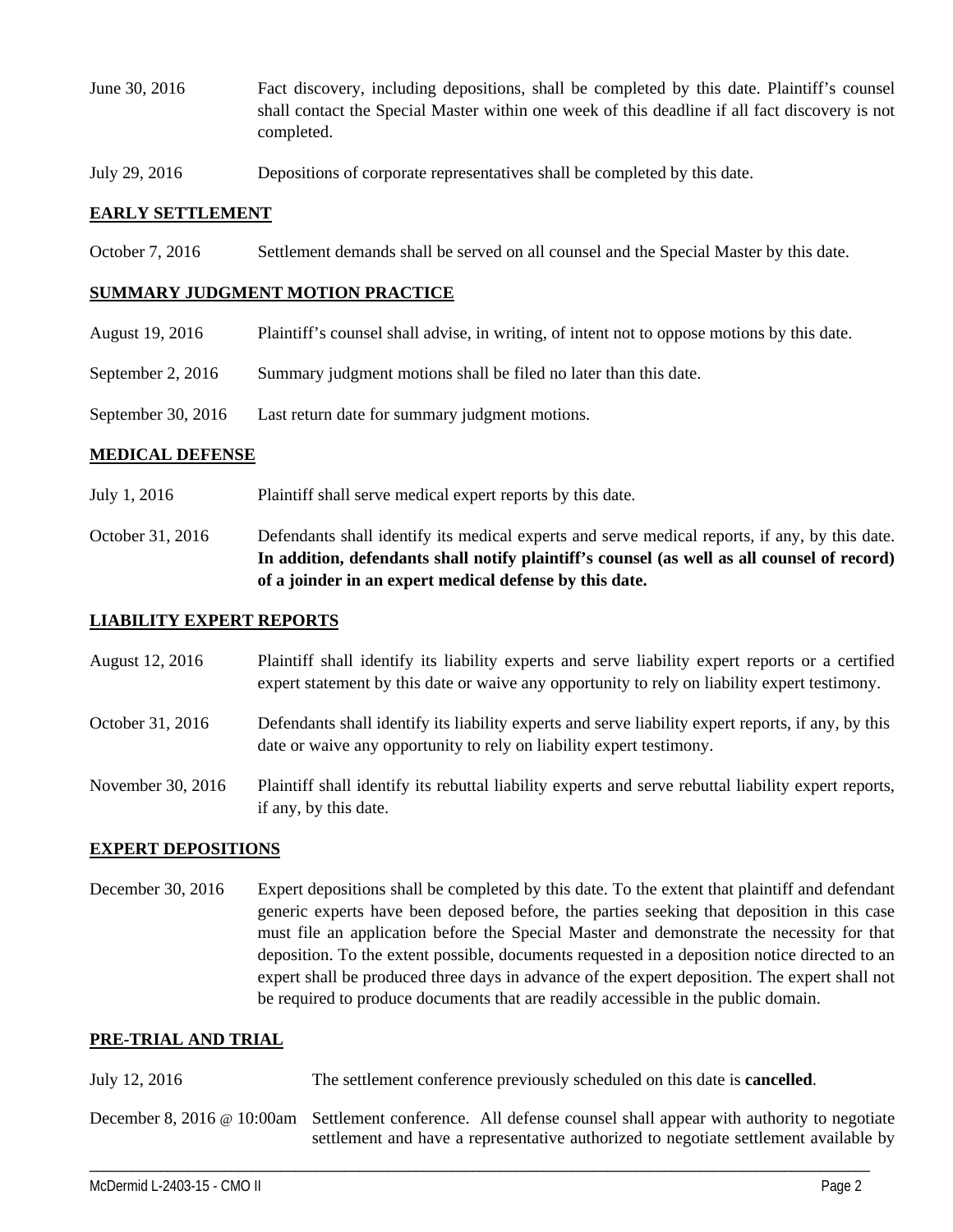June 30, 2016 Fact discovery, including depositions, shall be completed by this date. Plaintiff's counsel shall contact the Special Master within one week of this deadline if all fact discovery is not completed.

July 29, 2016 Depositions of corporate representatives shall be completed by this date.

**EARLY SETTLEMENT**

October 7, 2016 Settlement demands shall be served on all counsel and the Special Master by this date.

**SUMMARY JUDGMENT MOTION PRACTICE**

August 19, 2016 Plaintiff's counsel shall advise, in writing, of intent not to oppose motions by this date.

September 2, 2016 Summary judgment motions shall be filed no later than this date.

September 30, 2016 Last return date for summary judgment motions.

**MEDICAL DEFENSE**

July 1, 2016 Plaintiff shall serve medical expert reports by this date.

October 31, 2016 Defendants shall identify its medical experts and serve medical reports, if any, by this date. **In addition, defendants shall notify plaintiff's counsel (as well as all counsel of record) of a joinder in an expert medical defense by this date.**

**LIABILITY EXPERT REPORTS**

August 12, 2016 Plaintiff shall identify its liability experts and serve liability expert reports or a certified expert statement by this date or waive any opportunity to rely on liability expert testimony.

October 31, 2016 Defendants shall identify its liability experts and serve liability expert reports, if any, by this date or waive any opportunity to rely on liability expert testimony.

November 30, 2016 Plaintiff shall identify its rebuttal liability experts and serve rebuttal liability expert reports, if any, by this date.

**EXPERT DEPOSITIONS**

December 30, 2016 Expert depositions shall be completed by this date. To the extent that plaintiff and defendant generic experts have been deposed before, the parties seeking that deposition in this case must file an application before the Special Master and demonstrate the necessity for that deposition. To the extent possible, documents requested in a deposition notice directed to an expert shall be produced three days in advance of the expert deposition. The expert shall not be required to produce documents that are readily accessible in the public domain.

**PRE-TRIAL AND TRIAL**

July 12, 2016 The settlement conference previously scheduled on this date is **cancelled**.

December 8, 2016 @ 10:00am Settlement conference. All defense counsel shall appear with authority to negotiate settlement and have a representative authorized to negotiate settlement available by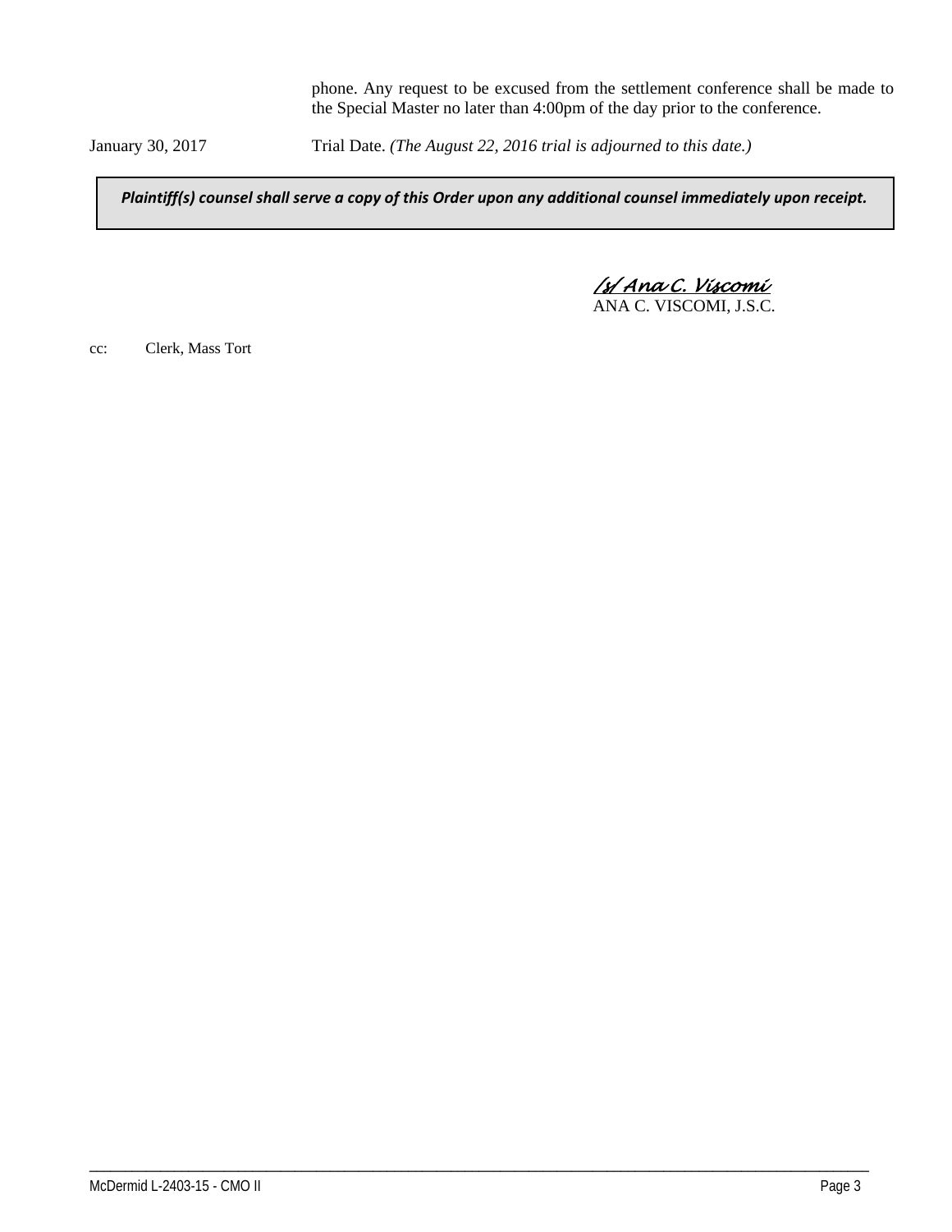phone. Any request to be excused from the settlement conference shall be made to the Special Master no later than 4:00pm of the day prior to the conference.

| | |
|---|---|
| January 30, 2017 | Trial Date. *(The August 22, 2016 trial is adjourned to this date.)* |

***Plaintiff(s) counsel shall serve a copy of this Order upon any additional counsel immediately upon receipt.***

*/s/ Ana C. Viscomi*
ANA C. VISCOMI, J.S.C.

cc: Clerk, Mass Tort